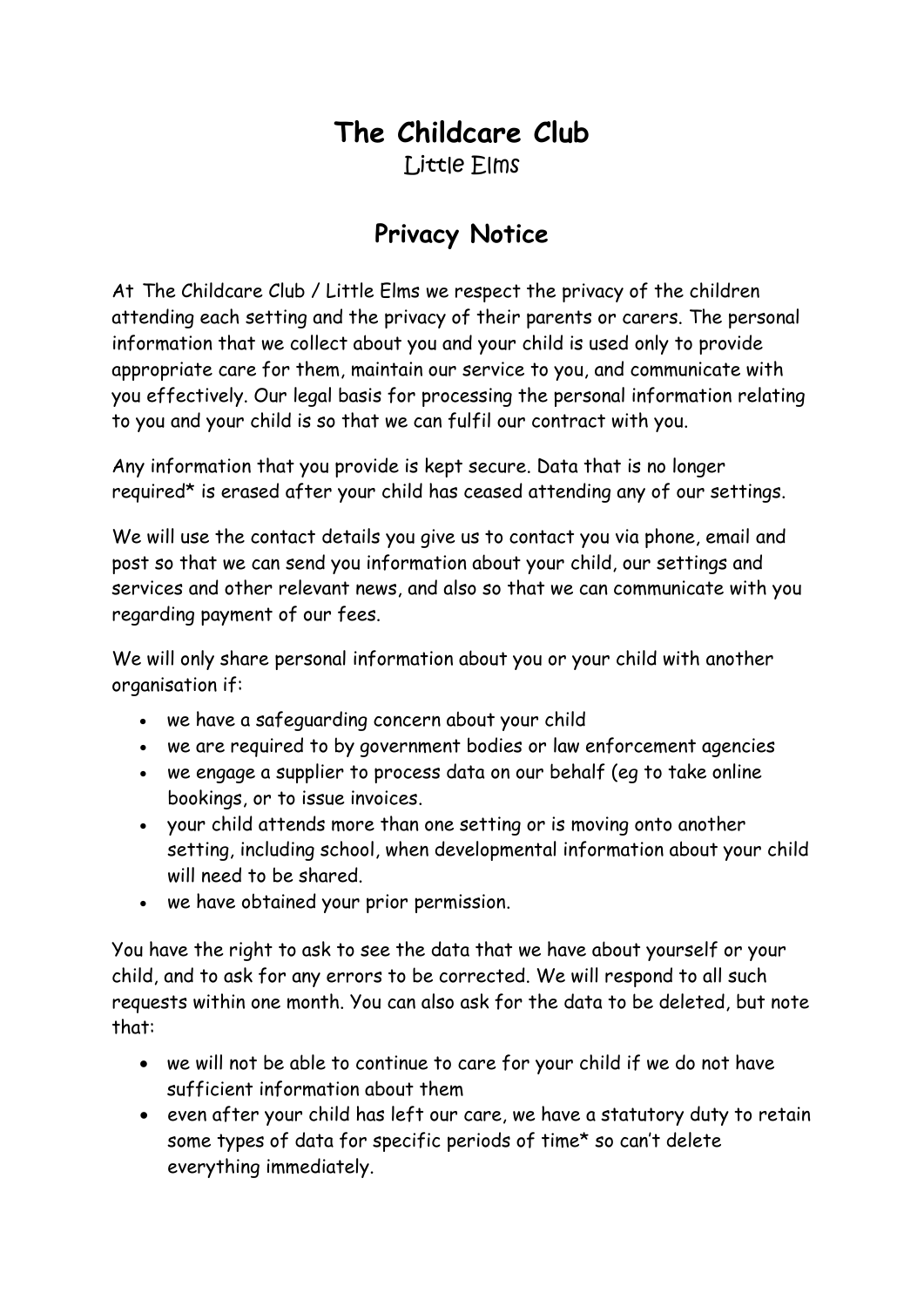# The Childcare Club

Little Elms

## Privacy Notice

At The Childcare Club / Little Elms we respect the privacy of the children attending each setting and the privacy of their parents or carers. The personal information that we collect about you and your child is used only to provide appropriate care for them, maintain our service to you, and communicate with you effectively. Our legal basis for processing the personal information relating to you and your child is so that we can fulfil our contract with you.

Any information that you provide is kept secure. Data that is no longer required* is erased after your child has ceased attending any of our settings.

We will use the contact details you give us to contact you via phone, email and post so that we can send you information about your child, our settings and services and other relevant news, and also so that we can communicate with you regarding payment of our fees.

We will only share personal information about you or your child with another organisation if:

- we have a safeguarding concern about your child
- we are required to by government bodies or law enforcement agencies
- we engage a supplier to process data on our behalf (eg to take online bookings, or to issue invoices.
- your child attends more than one setting or is moving onto another setting, including school, when developmental information about your child will need to be shared.
- we have obtained your prior permission.

You have the right to ask to see the data that we have about yourself or your child, and to ask for any errors to be corrected. We will respond to all such requests within one month. You can also ask for the data to be deleted, but note that:

- we will not be able to continue to care for your child if we do not have sufficient information about them
- even after your child has left our care, we have a statutory duty to retain some types of data for specific periods of time* so can't delete everything immediately.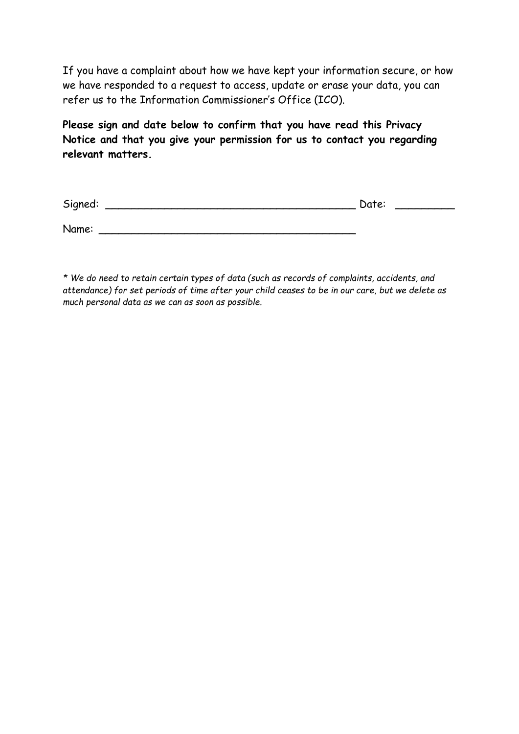If you have a complaint about how we have kept your information secure, or how we have responded to a request to access, update or erase your data, you can refer us to the Information Commissioner's Office (ICO).

**Please sign and date below to confirm that you have read this Privacy Notice and that you give your permission for us to contact you regarding relevant matters.**

Signed: ________________________________________ Date: _________

Name: _________________________________________

*\* We do need to retain certain types of data (such as records of complaints, accidents, and attendance) for set periods of time after your child ceases to be in our care, but we delete as much personal data as we can as soon as possible.*